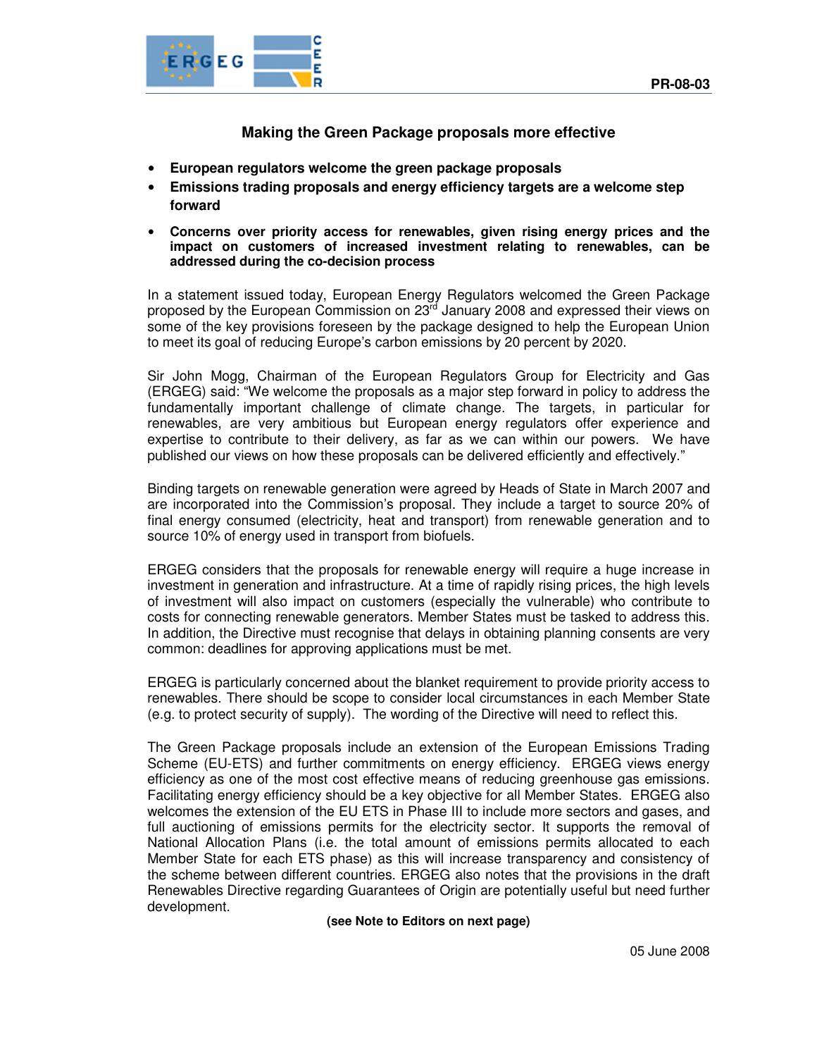PR-08-03

# Making the Green Package proposals more effective

- **European regulators welcome the green package proposals**
- **Emissions trading proposals and energy efficiency targets are a welcome step forward**
- **Concerns over priority access for renewables, given rising energy prices and the impact on customers of increased investment relating to renewables, can be addressed during the co-decision process**

In a statement issued today, European Energy Regulators welcomed the Green Package proposed by the European Commission on 23rd January 2008 and expressed their views on some of the key provisions foreseen by the package designed to help the European Union to meet its goal of reducing Europe's carbon emissions by 20 percent by 2020.

Sir John Mogg, Chairman of the European Regulators Group for Electricity and Gas (ERGEG) said: "We welcome the proposals as a major step forward in policy to address the fundamentally important challenge of climate change. The targets, in particular for renewables, are very ambitious but European energy regulators offer experience and expertise to contribute to their delivery, as far as we can within our powers. We have published our views on how these proposals can be delivered efficiently and effectively."

Binding targets on renewable generation were agreed by Heads of State in March 2007 and are incorporated into the Commission's proposal. They include a target to source 20% of final energy consumed (electricity, heat and transport) from renewable generation and to source 10% of energy used in transport from biofuels.

ERGEG considers that the proposals for renewable energy will require a huge increase in investment in generation and infrastructure. At a time of rapidly rising prices, the high levels of investment will also impact on customers (especially the vulnerable) who contribute to costs for connecting renewable generators. Member States must be tasked to address this. In addition, the Directive must recognise that delays in obtaining planning consents are very common: deadlines for approving applications must be met.

ERGEG is particularly concerned about the blanket requirement to provide priority access to renewables. There should be scope to consider local circumstances in each Member State (e.g. to protect security of supply). The wording of the Directive will need to reflect this.

The Green Package proposals include an extension of the European Emissions Trading Scheme (EU-ETS) and further commitments on energy efficiency. ERGEG views energy efficiency as one of the most cost effective means of reducing greenhouse gas emissions. Facilitating energy efficiency should be a key objective for all Member States. ERGEG also welcomes the extension of the EU ETS in Phase III to include more sectors and gases, and full auctioning of emissions permits for the electricity sector. It supports the removal of National Allocation Plans (i.e. the total amount of emissions permits allocated to each Member State for each ETS phase) as this will increase transparency and consistency of the scheme between different countries. ERGEG also notes that the provisions in the draft Renewables Directive regarding Guarantees of Origin are potentially useful but need further development.

**(see Note to Editors on next page)**

05 June 2008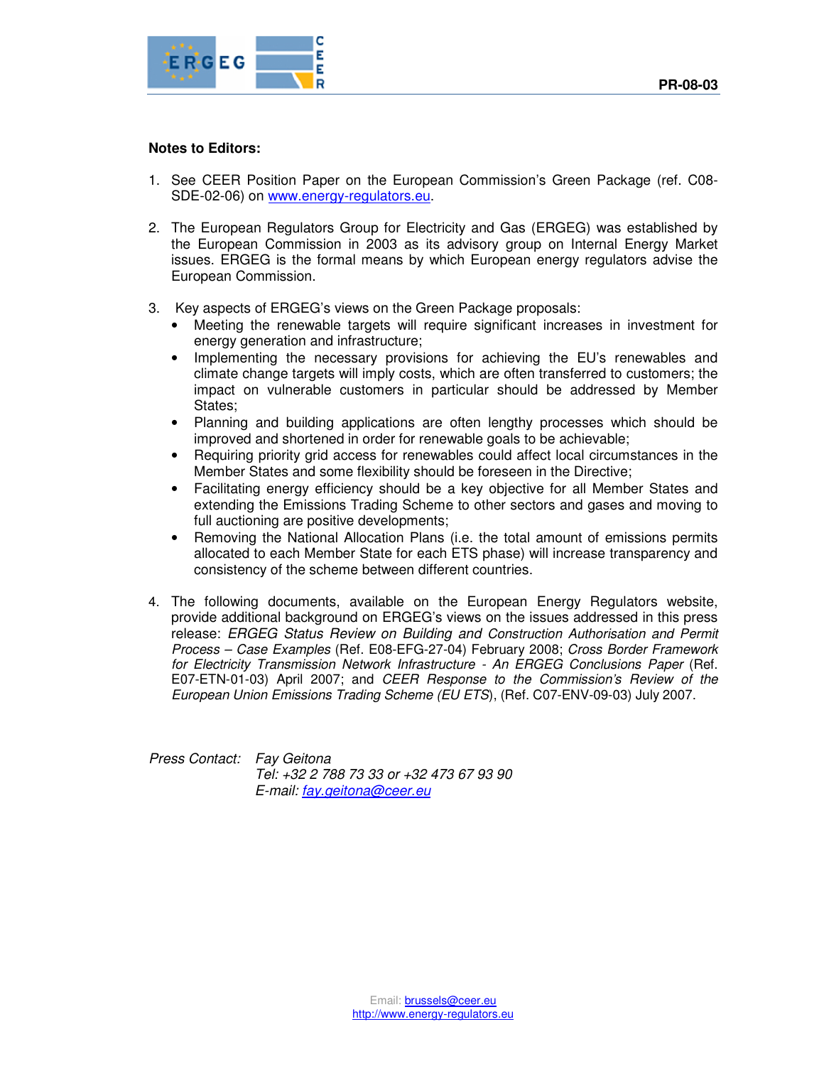**Notes to Editors:**

1. See CEER Position Paper on the European Commission's Green Package (ref. C08-SDE-02-06) on www.energy-regulators.eu.

2. The European Regulators Group for Electricity and Gas (ERGEG) was established by the European Commission in 2003 as its advisory group on Internal Energy Market issues. ERGEG is the formal means by which European energy regulators advise the European Commission.

3. Key aspects of ERGEG's views on the Green Package proposals:
   - Meeting the renewable targets will require significant increases in investment for energy generation and infrastructure;
   - Implementing the necessary provisions for achieving the EU's renewables and climate change targets will imply costs, which are often transferred to customers; the impact on vulnerable customers in particular should be addressed by Member States;
   - Planning and building applications are often lengthy processes which should be improved and shortened in order for renewable goals to be achievable;
   - Requiring priority grid access for renewables could affect local circumstances in the Member States and some flexibility should be foreseen in the Directive;
   - Facilitating energy efficiency should be a key objective for all Member States and extending the Emissions Trading Scheme to other sectors and gases and moving to full auctioning are positive developments;
   - Removing the National Allocation Plans (i.e. the total amount of emissions permits allocated to each Member State for each ETS phase) will increase transparency and consistency of the scheme between different countries.

4. The following documents, available on the European Energy Regulators website, provide additional background on ERGEG's views on the issues addressed in this press release: *ERGEG Status Review on Building and Construction Authorisation and Permit Process – Case Examples* (Ref. E08-EFG-27-04) February 2008; *Cross Border Framework for Electricity Transmission Network Infrastructure - An ERGEG Conclusions Paper* (Ref. E07-ETN-01-03) April 2007; and *CEER Response to the Commission's Review of the European Union Emissions Trading Scheme (EU ETS)*, (Ref. C07-ENV-09-03) July 2007.

*Press Contact:* *Fay Geitona*
*Tel: +32 2 788 73 33 or +32 473 67 93 90*
*E-mail: fay.geitona@ceer.eu*